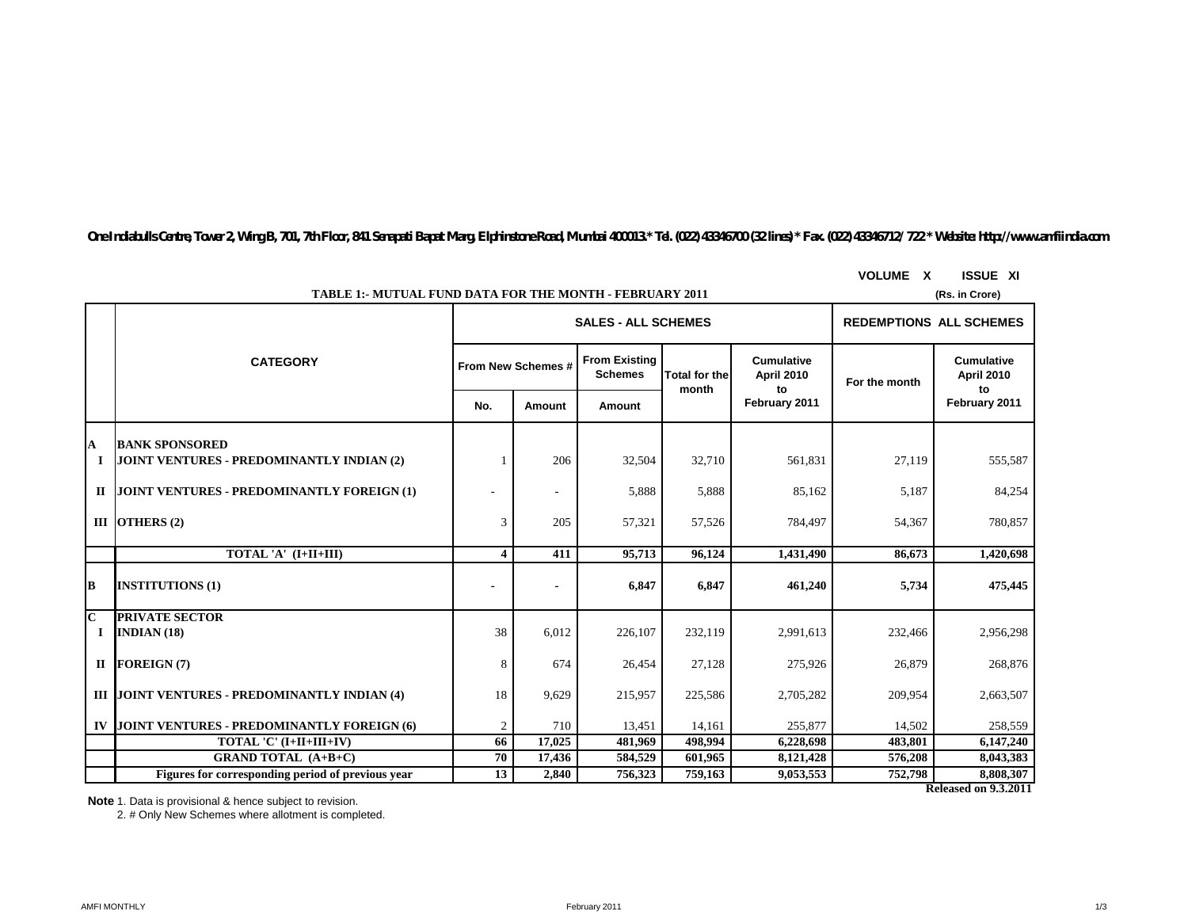One Indiabulls Centre, Tower 2, Wing B, 701, 7th Floor, 841 Senapati Bapat Marg, Elphinstone Road, Mumbai 400013.* Tel. (022) 43346700 (32 lines) * Fax. (022) 43346712/ 722 * Website: http://www.amfiindia.com

VOLUME X ISSUE XI

## TABLE 1:- MUTUAL FUND DATA FOR THE MONTH - FEBRUARY 2011

(Rs. in Crore)

| | CATEGORY | SALES - ALL SCHEMES | | | | | REDEMPTIONS ALL SCHEMES | |
|---|---|---|---|---|---|---|---|---|
| | | From New Schemes # | | From Existing Schemes | Total for the month | Cumulative April 2010 to February 2011 | For the month | Cumulative April 2010 to February 2011 |
| | | No. | Amount | Amount | | | | |
| **A** | **BANK SPONSORED** | | | | | | | |
| **I** | **JOINT VENTURES - PREDOMINANTLY INDIAN (2)** | 1 | 206 | 32,504 | 32,710 | 561,831 | 27,119 | 555,587 |
| **II** | **JOINT VENTURES - PREDOMINANTLY FOREIGN (1)** | - | - | 5,888 | 5,888 | 85,162 | 5,187 | 84,254 |
| **III** | **OTHERS (2)** | 3 | 205 | 57,321 | 57,526 | 784,497 | 54,367 | 780,857 |
| | **TOTAL 'A' (I+II+III)** | **4** | **411** | **95,713** | **96,124** | **1,431,490** | **86,673** | **1,420,698** |
| **B** | **INSTITUTIONS (1)** | **-** | **-** | **6,847** | **6,847** | **461,240** | **5,734** | **475,445** |
| **C** | **PRIVATE SECTOR** | | | | | | | |
| **I** | **INDIAN (18)** | 38 | 6,012 | 226,107 | 232,119 | 2,991,613 | 232,466 | 2,956,298 |
| **II** | **FOREIGN (7)** | 8 | 674 | 26,454 | 27,128 | 275,926 | 26,879 | 268,876 |
| **III** | **JOINT VENTURES - PREDOMINANTLY INDIAN (4)** | 18 | 9,629 | 215,957 | 225,586 | 2,705,282 | 209,954 | 2,663,507 |
| **IV** | **JOINT VENTURES - PREDOMINANTLY FOREIGN (6)** | 2 | 710 | 13,451 | 14,161 | 255,877 | 14,502 | 258,559 |
| | **TOTAL 'C' (I+II+III+IV)** | **66** | **17,025** | **481,969** | **498,994** | **6,228,698** | **483,801** | **6,147,240** |
| | **GRAND TOTAL (A+B+C)** | **70** | **17,436** | **584,529** | **601,965** | **8,121,428** | **576,208** | **8,043,383** |
| | **Figures for corresponding period of previous year** | **13** | **2,840** | **756,323** | **759,163** | **9,053,553** | **752,798** | **8,808,307** |

**Released on 9.3.2011**

**Note** 1. Data is provisional & hence subject to revision.

2. # Only New Schemes where allotment is completed.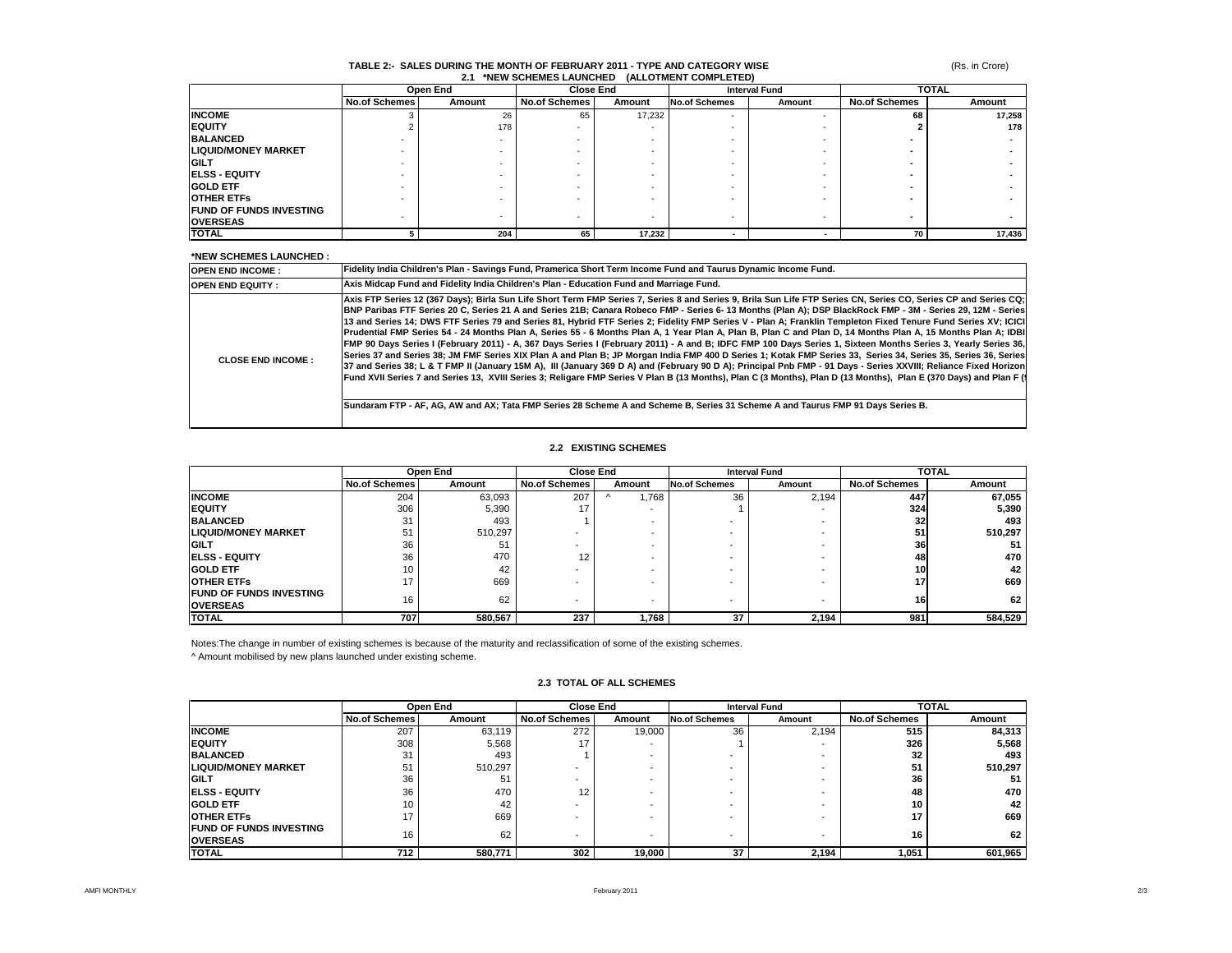## TABLE 2:- SALES DURING THE MONTH OF FEBRUARY 2011 - TYPE AND CATEGORY WISE

### 2.1 *NEW SCHEMES LAUNCHED (ALLOTMENT COMPLETED)

(Rs. in Crore)

| | Open End | | Close End | | Interval Fund | | TOTAL | |
|---|---|---|---|---|---|---|---|---|
| | No.of Schemes | Amount | No.of Schemes | Amount | No.of Schemes | Amount | No.of Schemes | Amount |
| **INCOME** | 3 | 26 | 65 | 17,232 | - | - | **68** | **17,258** |
| **EQUITY** | 2 | 178 | - | - | - | - | **2** | **178** |
| **BALANCED** | - | - | - | - | - | - | **-** | **-** |
| **LIQUID/MONEY MARKET** | - | - | - | - | - | - | **-** | **-** |
| **GILT** | - | - | - | - | - | - | **-** | **-** |
| **ELSS - EQUITY** | - | - | - | - | - | - | **-** | **-** |
| **GOLD ETF** | - | - | - | - | - | - | **-** | **-** |
| **OTHER ETFs** | - | - | - | - | - | - | **-** | **-** |
| **FUND OF FUNDS INVESTING OVERSEAS** | - | - | - | - | - | - | **-** | **-** |
| **TOTAL** | **5** | **204** | **65** | **17,232** | **-** | **-** | **70** | **17,436** |

**\*NEW SCHEMES LAUNCHED :**

| | |
|---|---|
| **OPEN END INCOME :** | **Fidelity India Children's Plan - Savings Fund, Pramerica Short Term Income Fund and Taurus Dynamic Income Fund.** |
| **OPEN END EQUITY :** | **Axis Midcap Fund and Fidelity India Children's Plan - Education Fund and Marriage Fund.** |
| **CLOSE END INCOME :** | **Axis FTP Series 12 (367 Days); Birla Sun Life Short Term FMP Series 7, Series 8 and Series 9, Brila Sun Life FTP Series CN, Series CO, Series CP and Series CQ; BNP Paribas FTF Series 20 C, Series 21 A and Series 21B; Canara Robeco FMP - Series 6- 13 Months (Plan A); DSP BlackRock FMP - 3M - Series 29, 12M - Series 13 and Series 14; DWS FTF Series 79 and Series 81, Hybrid FTF Series 2; Fidelity FMP Series V - Plan A; Franklin Templeton Fixed Tenure Fund Series XV; ICICI Prudential FMP Series 54 - 24 Months Plan A, Series 55 - 6 Months Plan A, 1 Year Plan A, Plan B, Plan C and Plan D, 14 Months Plan A, 15 Months Plan A; IDBI FMP 90 Days Series I (February 2011) - A, 367 Days Series I (February 2011) - A and B; IDFC FMP 100 Days Series 1, Sixteen Months Series 3, Yearly Series 36, Series 37 and Series 38; JM FMF Series XIX Plan A and Plan B; JP Morgan India FMP 400 D Series 1; Kotak FMP Series 33, Series 34, Series 35, Series 36, Series 37 and Series 38; L & T FMP II (January 15M A), III (January 369 D A) and (February 90 D A); Principal Pnb FMP - 91 Days - Series XXVIII; Reliance Fixed Horizon Fund XVII Series 7 and Series 13, XVIII Series 3; Religare FMP Series V Plan B (13 Months), Plan C (3 Months), Plan D (13 Months), Plan E (370 Days) and Plan F (**<br><br>**Sundaram FTP - AF, AG, AW and AX; Tata FMP Series 28 Scheme A and Scheme B, Series 31 Scheme A and Taurus FMP 91 Days Series B.** |

### 2.2 EXISTING SCHEMES

| | Open End | | Close End | | Interval Fund | | TOTAL | |
|---|---|---|---|---|---|---|---|---|
| | No.of Schemes | Amount | No.of Schemes | Amount | No.of Schemes | Amount | No.of Schemes | Amount |
| **INCOME** | 204 | 63,093 | 207 | ^ 1,768 | 36 | 2,194 | **447** | **67,055** |
| **EQUITY** | 306 | 5,390 | 17 | - | 1 | - | **324** | **5,390** |
| **BALANCED** | 31 | 493 | 1 | - | - | - | **32** | **493** |
| **LIQUID/MONEY MARKET** | 51 | 510,297 | - | - | - | - | **51** | **510,297** |
| **GILT** | 36 | 51 | - | - | - | - | **36** | **51** |
| **ELSS - EQUITY** | 36 | 470 | 12 | - | - | - | **48** | **470** |
| **GOLD ETF** | 10 | 42 | - | - | - | - | **10** | **42** |
| **OTHER ETFs** | 17 | 669 | - | - | - | - | **17** | **669** |
| **FUND OF FUNDS INVESTING OVERSEAS** | 16 | 62 | - | - | - | - | **16** | **62** |
| **TOTAL** | **707** | **580,567** | **237** | **1,768** | **37** | **2,194** | **981** | **584,529** |

Notes:The change in number of existing schemes is because of the maturity and reclassification of some of the existing schemes.

^ Amount mobilised by new plans launched under existing scheme.

### 2.3 TOTAL OF ALL SCHEMES

| | Open End | | Close End | | Interval Fund | | TOTAL | |
|---|---|---|---|---|---|---|---|---|
| | No.of Schemes | Amount | No.of Schemes | Amount | No.of Schemes | Amount | No.of Schemes | Amount |
| **INCOME** | 207 | 63,119 | 272 | 19,000 | 36 | 2,194 | **515** | **84,313** |
| **EQUITY** | 308 | 5,568 | 17 | - | 1 | - | **326** | **5,568** |
| **BALANCED** | 31 | 493 | 1 | - | - | - | **32** | **493** |
| **LIQUID/MONEY MARKET** | 51 | 510,297 | - | - | - | - | **51** | **510,297** |
| **GILT** | 36 | 51 | - | - | - | - | **36** | **51** |
| **ELSS - EQUITY** | 36 | 470 | 12 | - | - | - | **48** | **470** |
| **GOLD ETF** | 10 | 42 | - | - | - | - | **10** | **42** |
| **OTHER ETFs** | 17 | 669 | - | - | - | - | **17** | **669** |
| **FUND OF FUNDS INVESTING OVERSEAS** | 16 | 62 | - | - | - | - | **16** | **62** |
| **TOTAL** | **712** | **580,771** | **302** | **19,000** | **37** | **2,194** | **1,051** | **601,965** |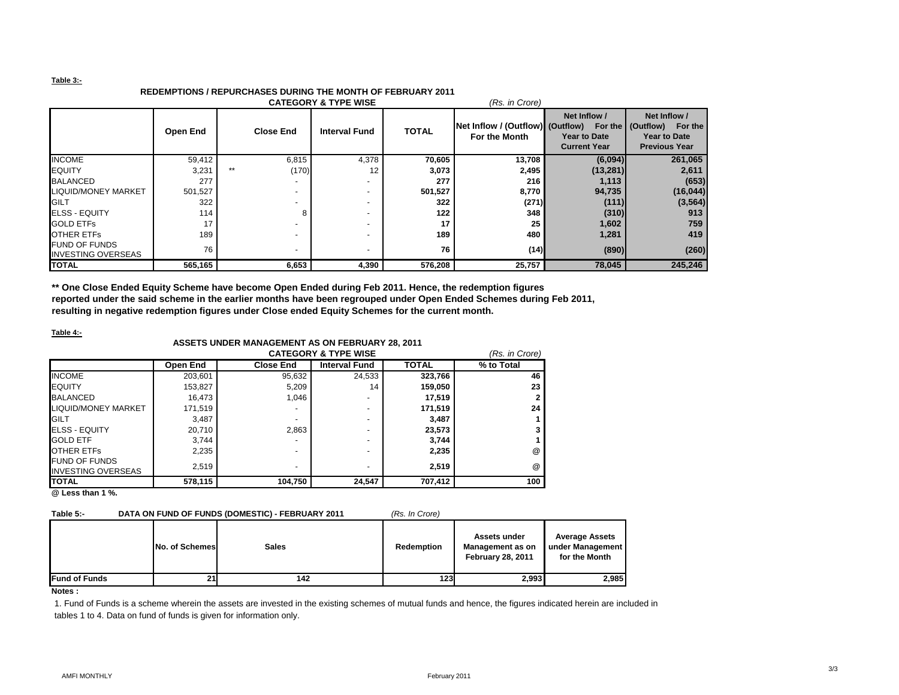**Table 3:-**

### REDEMPTIONS / REPURCHASES DURING THE MONTH OF FEBRUARY 2011

**CATEGORY & TYPE WISE** *(Rs. in Crore)*

| | Open End | Close End | Interval Fund | TOTAL | Net Inflow / (Outflow) For the Month | Net Inflow / (Outflow) For the Year to Date Current Year | Net Inflow / (Outflow) For the Year to Date Previous Year |
|---|---|---|---|---|---|---|---|
| INCOME | 59,412 | 6,815 | 4,378 | 70,605 | 13,708 | (6,094) | 261,065 |
| EQUITY | 3,231 | ** (170) | 12 | 3,073 | 2,495 | (13,281) | 2,611 |
| BALANCED | 277 | - | - | 277 | 216 | 1,113 | (653) |
| LIQUID/MONEY MARKET | 501,527 | - | - | 501,527 | 8,770 | 94,735 | (16,044) |
| GILT | 322 | - | - | 322 | (271) | (111) | (3,564) |
| ELSS - EQUITY | 114 | 8 | - | 122 | 348 | (310) | 913 |
| GOLD ETFs | 17 | - | - | 17 | 25 | 1,602 | 759 |
| OTHER ETFs | 189 | - | - | 189 | 480 | 1,281 | 419 |
| FUND OF FUNDS INVESTING OVERSEAS | 76 | - | - | 76 | (14) | (890) | (260) |
| **TOTAL** | **565,165** | **6,653** | **4,390** | **576,208** | **25,757** | **78,045** | **245,246** |

**** One Close Ended Equity Scheme have become Open Ended during Feb 2011. Hence, the redemption figures reported under the said scheme in the earlier months have been regrouped under Open Ended Schemes during Feb 2011, resulting in negative redemption figures under Close ended Equity Schemes for the current month.**

**Table 4:-**

### ASSETS UNDER MANAGEMENT AS ON FEBRUARY 28, 2011

**CATEGORY & TYPE WISE** *(Rs. in Crore)*

| | Open End | Close End | Interval Fund | TOTAL | % to Total |
|---|---|---|---|---|---|
| INCOME | 203,601 | 95,632 | 24,533 | 323,766 | 46 |
| EQUITY | 153,827 | 5,209 | 14 | 159,050 | 23 |
| BALANCED | 16,473 | 1,046 | - | 17,519 | 2 |
| LIQUID/MONEY MARKET | 171,519 | - | - | 171,519 | 24 |
| GILT | 3,487 | - | - | 3,487 | 1 |
| ELSS - EQUITY | 20,710 | 2,863 | - | 23,573 | 3 |
| GOLD ETF | 3,744 | - | - | 3,744 | 1 |
| OTHER ETFs | 2,235 | - | - | 2,235 | @ |
| FUND OF FUNDS INVESTING OVERSEAS | 2,519 | - | - | 2,519 | @ |
| **TOTAL** | **578,115** | **104,750** | **24,547** | **707,412** | **100** |

**@ Less than 1 %.**

**Table 5:-** **DATA ON FUND OF FUNDS (DOMESTIC) - FEBRUARY 2011** *(Rs. In Crore)*

| | No. of Schemes | Sales | Redemption | Assets under Management as on February 28, 2011 | Average Assets under Management for the Month |
|---|---|---|---|---|---|
| **Fund of Funds** | 21 | 142 | 123 | 2,993 | 2,985 |

**Notes :**

1. Fund of Funds is a scheme wherein the assets are invested in the existing schemes of mutual funds and hence, the figures indicated herein are included in tables 1 to 4. Data on fund of funds is given for information only.